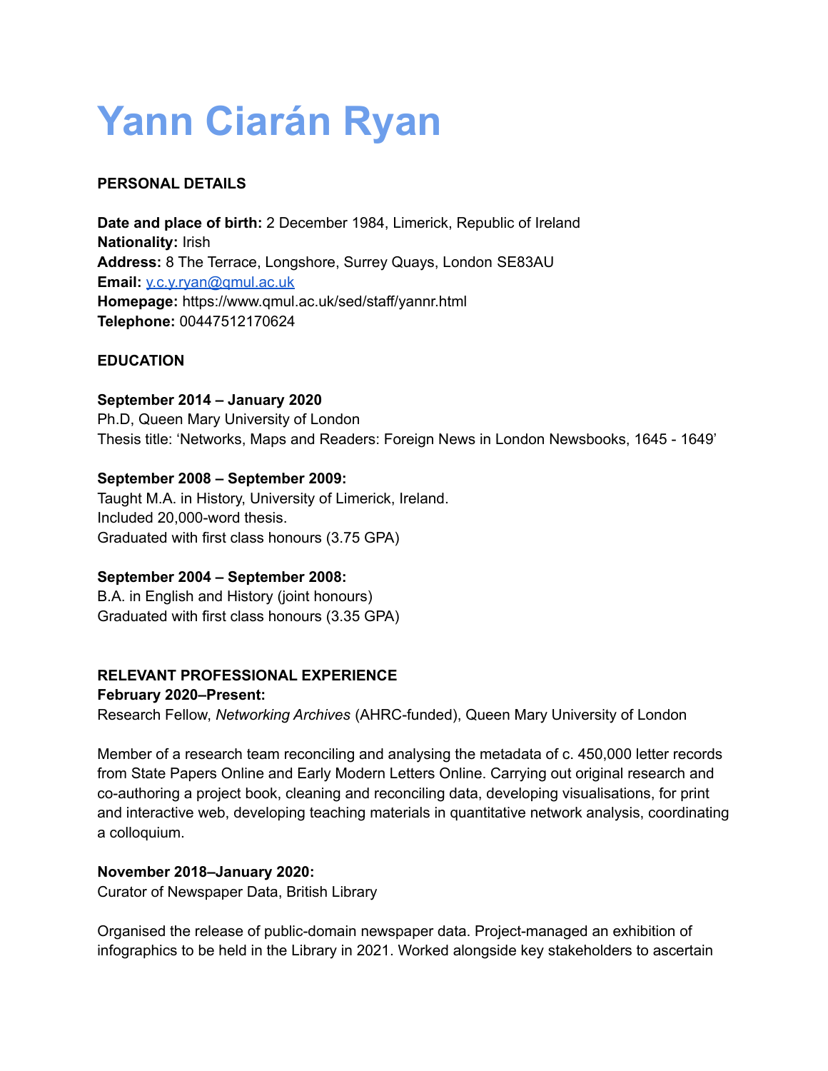# Yann Ciarán Ryan

**PERSONAL DETAILS**

**Date and place of birth:** 2 December 1984, Limerick, Republic of Ireland
**Nationality:** Irish
**Address:** 8 The Terrace, Longshore, Surrey Quays, London SE83AU
**Email:** y.c.y.ryan@qmul.ac.uk
**Homepage:** https://www.qmul.ac.uk/sed/staff/yannr.html
**Telephone:** 00447512170624

**EDUCATION**

**September 2014 – January 2020**
Ph.D, Queen Mary University of London
Thesis title: 'Networks, Maps and Readers: Foreign News in London Newsbooks, 1645 - 1649'

**September 2008 – September 2009:**
Taught M.A. in History, University of Limerick, Ireland.
Included 20,000-word thesis.
Graduated with first class honours (3.75 GPA)

**September 2004 – September 2008:**
B.A. in English and History (joint honours)
Graduated with first class honours (3.35 GPA)

**RELEVANT PROFESSIONAL EXPERIENCE**

**February 2020–Present:**
Research Fellow, *Networking Archives* (AHRC-funded), Queen Mary University of London

Member of a research team reconciling and analysing the metadata of c. 450,000 letter records from State Papers Online and Early Modern Letters Online. Carrying out original research and co-authoring a project book, cleaning and reconciling data, developing visualisations, for print and interactive web, developing teaching materials in quantitative network analysis, coordinating a colloquium.

**November 2018–January 2020:**
Curator of Newspaper Data, British Library

Organised the release of public-domain newspaper data. Project-managed an exhibition of infographics to be held in the Library in 2021. Worked alongside key stakeholders to ascertain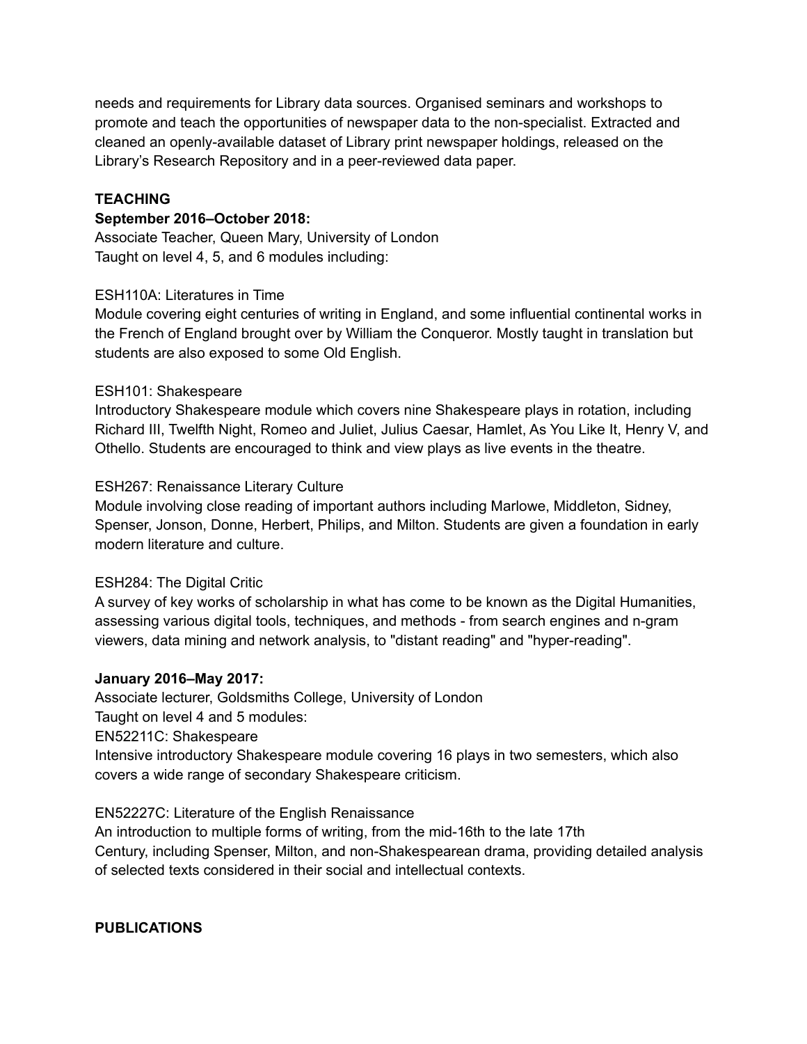needs and requirements for Library data sources. Organised seminars and workshops to promote and teach the opportunities of newspaper data to the non-specialist. Extracted and cleaned an openly-available dataset of Library print newspaper holdings, released on the Library's Research Repository and in a peer-reviewed data paper.

## TEACHING

**September 2016–October 2018:**

Associate Teacher, Queen Mary, University of London
Taught on level 4, 5, and 6 modules including:

ESH110A: Literatures in Time
Module covering eight centuries of writing in England, and some influential continental works in the French of England brought over by William the Conqueror. Mostly taught in translation but students are also exposed to some Old English.

ESH101: Shakespeare
Introductory Shakespeare module which covers nine Shakespeare plays in rotation, including Richard III, Twelfth Night, Romeo and Juliet, Julius Caesar, Hamlet, As You Like It, Henry V, and Othello. Students are encouraged to think and view plays as live events in the theatre.

ESH267: Renaissance Literary Culture
Module involving close reading of important authors including Marlowe, Middleton, Sidney, Spenser, Jonson, Donne, Herbert, Philips, and Milton. Students are given a foundation in early modern literature and culture.

ESH284: The Digital Critic
A survey of key works of scholarship in what has come to be known as the Digital Humanities, assessing various digital tools, techniques, and methods - from search engines and n-gram viewers, data mining and network analysis, to "distant reading" and "hyper-reading".

**January 2016–May 2017:**

Associate lecturer, Goldsmiths College, University of London
Taught on level 4 and 5 modules:
EN52211C: Shakespeare
Intensive introductory Shakespeare module covering 16 plays in two semesters, which also covers a wide range of secondary Shakespeare criticism.

EN52227C: Literature of the English Renaissance
An introduction to multiple forms of writing, from the mid-16th to the late 17th Century, including Spenser, Milton, and non-Shakespearean drama, providing detailed analysis of selected texts considered in their social and intellectual contexts.

## PUBLICATIONS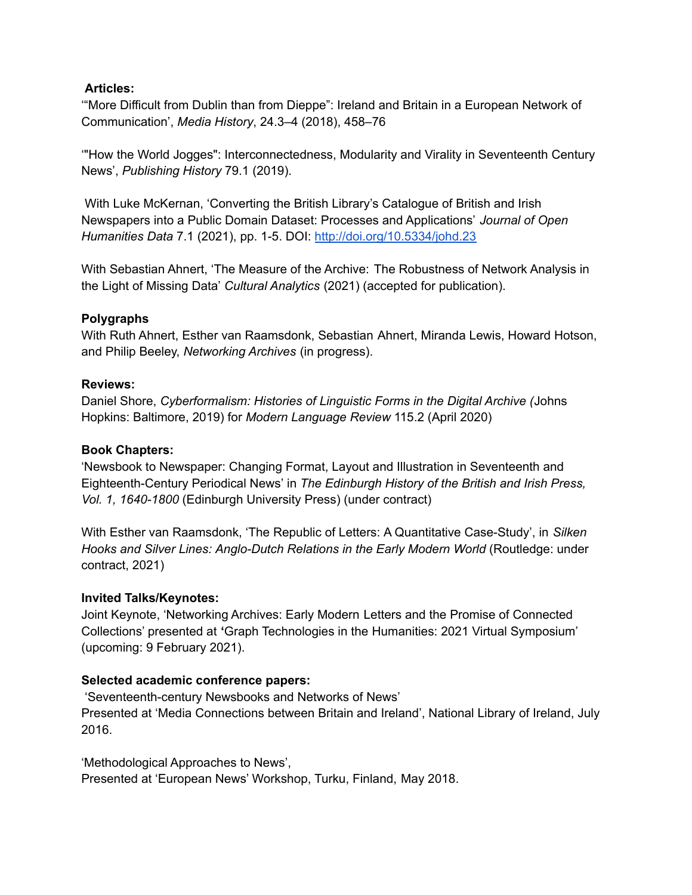**Articles:**

'"More Difficult from Dublin than from Dieppe": Ireland and Britain in a European Network of Communication', *Media History*, 24.3–4 (2018), 458–76

'"How the World Jogges": Interconnectedness, Modularity and Virality in Seventeenth Century News', *Publishing History* 79.1 (2019).

With Luke McKernan, 'Converting the British Library's Catalogue of British and Irish Newspapers into a Public Domain Dataset: Processes and Applications' *Journal of Open Humanities Data* 7.1 (2021), pp. 1-5. DOI: [http://doi.org/10.5334/johd.23](http://doi.org/10.5334/johd.23)

With Sebastian Ahnert, 'The Measure of the Archive: The Robustness of Network Analysis in the Light of Missing Data' *Cultural Analytics* (2021) (accepted for publication).

**Polygraphs**

With Ruth Ahnert, Esther van Raamsdonk, Sebastian Ahnert, Miranda Lewis, Howard Hotson, and Philip Beeley, *Networking Archives* (in progress).

**Reviews:**

Daniel Shore, *Cyberformalism: Histories of Linguistic Forms in the Digital Archive (*Johns Hopkins: Baltimore, 2019) for *Modern Language Review* 115.2 (April 2020)

**Book Chapters:**

'Newsbook to Newspaper: Changing Format, Layout and Illustration in Seventeenth and Eighteenth-Century Periodical News' in *The Edinburgh History of the British and Irish Press, Vol. 1, 1640-1800* (Edinburgh University Press) (under contract)

With Esther van Raamsdonk, 'The Republic of Letters: A Quantitative Case-Study', in *Silken Hooks and Silver Lines: Anglo-Dutch Relations in the Early Modern World* (Routledge: under contract, 2021)

**Invited Talks/Keynotes:**

Joint Keynote, 'Networking Archives: Early Modern Letters and the Promise of Connected Collections' presented at **'**Graph Technologies in the Humanities: 2021 Virtual Symposium' (upcoming: 9 February 2021).

**Selected academic conference papers:**

'Seventeenth-century Newsbooks and Networks of News'
Presented at 'Media Connections between Britain and Ireland', National Library of Ireland, July 2016.

'Methodological Approaches to News',
Presented at 'European News' Workshop, Turku, Finland, May 2018.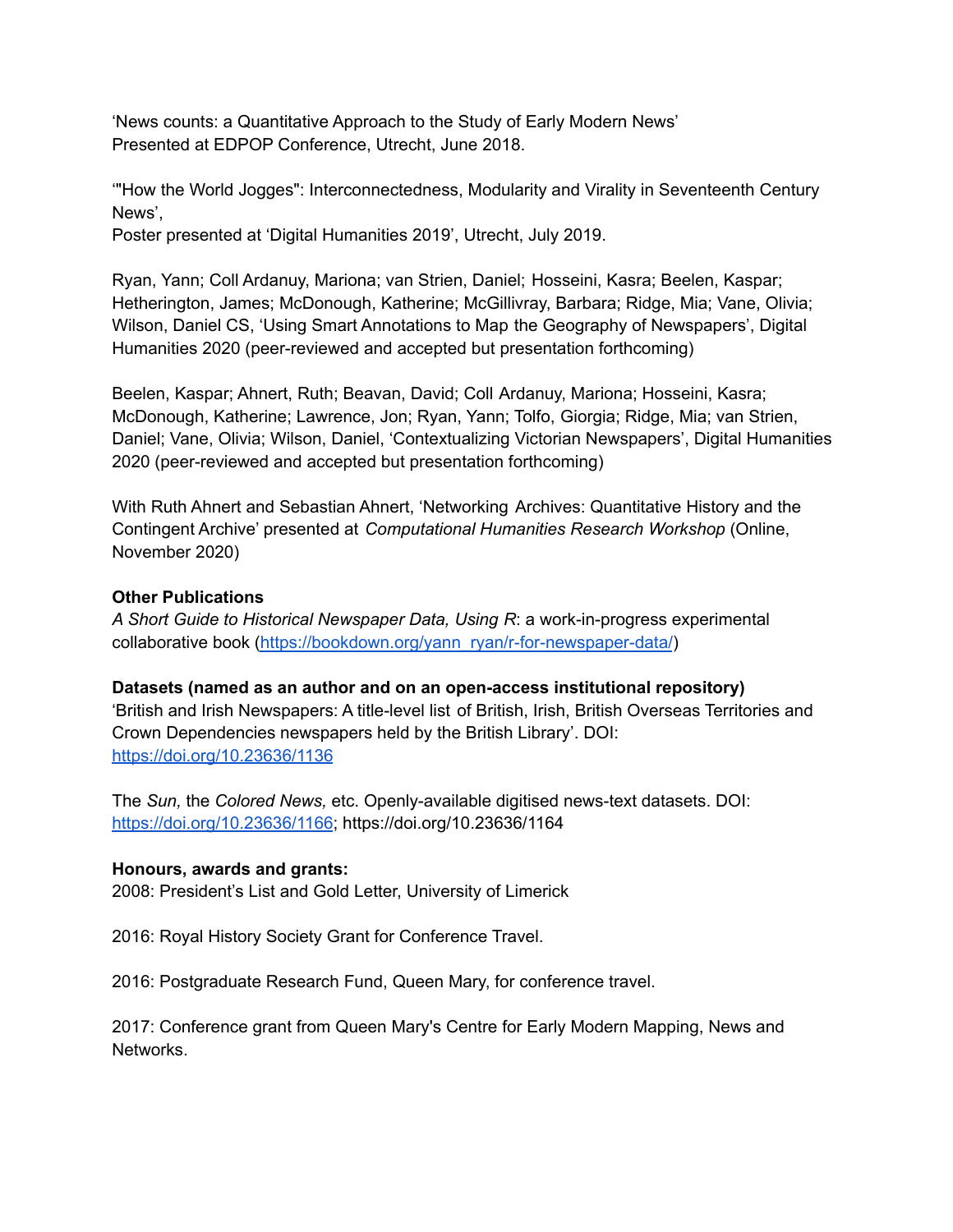'News counts: a Quantitative Approach to the Study of Early Modern News'
Presented at EDPOP Conference, Utrecht, June 2018.

'"How the World Jogges": Interconnectedness, Modularity and Virality in Seventeenth Century News',
Poster presented at 'Digital Humanities 2019', Utrecht, July 2019.

Ryan, Yann; Coll Ardanuy, Mariona; van Strien, Daniel; Hosseini, Kasra; Beelen, Kaspar; Hetherington, James; McDonough, Katherine; McGillivray, Barbara; Ridge, Mia; Vane, Olivia; Wilson, Daniel CS, 'Using Smart Annotations to Map the Geography of Newspapers', Digital Humanities 2020 (peer-reviewed and accepted but presentation forthcoming)

Beelen, Kaspar; Ahnert, Ruth; Beavan, David; Coll Ardanuy, Mariona; Hosseini, Kasra; McDonough, Katherine; Lawrence, Jon; Ryan, Yann; Tolfo, Giorgia; Ridge, Mia; van Strien, Daniel; Vane, Olivia; Wilson, Daniel, 'Contextualizing Victorian Newspapers', Digital Humanities 2020 (peer-reviewed and accepted but presentation forthcoming)

With Ruth Ahnert and Sebastian Ahnert, 'Networking Archives: Quantitative History and the Contingent Archive' presented at *Computational Humanities Research Workshop* (Online, November 2020)

**Other Publications**
*A Short Guide to Historical Newspaper Data, Using R*: a work-in-progress experimental collaborative book (https://bookdown.org/yann_ryan/r-for-newspaper-data/)

**Datasets (named as an author and on an open-access institutional repository)**
'British and Irish Newspapers: A title-level list of British, Irish, British Overseas Territories and Crown Dependencies newspapers held by the British Library'. DOI: https://doi.org/10.23636/1136

The *Sun,* the *Colored News,* etc. Openly-available digitised news-text datasets. DOI: https://doi.org/10.23636/1166; https://doi.org/10.23636/1164

**Honours, awards and grants:**
2008: President's List and Gold Letter, University of Limerick

2016: Royal History Society Grant for Conference Travel.

2016: Postgraduate Research Fund, Queen Mary, for conference travel.

2017: Conference grant from Queen Mary's Centre for Early Modern Mapping, News and Networks.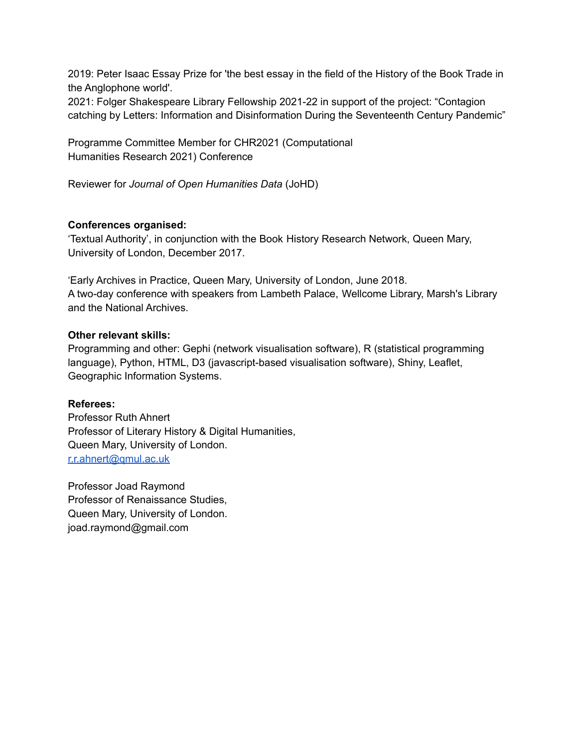2019: Peter Isaac Essay Prize for 'the best essay in the field of the History of the Book Trade in the Anglophone world'.
2021: Folger Shakespeare Library Fellowship 2021-22 in support of the project: “Contagion catching by Letters: Information and Disinformation During the Seventeenth Century Pandemic”

Programme Committee Member for CHR2021 (Computational Humanities Research 2021) Conference

Reviewer for *Journal of Open Humanities Data* (JoHD)

**Conferences organised:**
‘Textual Authority’, in conjunction with the Book History Research Network, Queen Mary, University of London, December 2017.

‘Early Archives in Practice, Queen Mary, University of London, June 2018.
A two-day conference with speakers from Lambeth Palace, Wellcome Library, Marsh's Library and the National Archives.

**Other relevant skills:**
Programming and other: Gephi (network visualisation software), R (statistical programming language), Python, HTML, D3 (javascript-based visualisation software), Shiny, Leaflet, Geographic Information Systems.

**Referees:**
Professor Ruth Ahnert
Professor of Literary History & Digital Humanities,
Queen Mary, University of London.
r.r.ahnert@qmul.ac.uk

Professor Joad Raymond
Professor of Renaissance Studies,
Queen Mary, University of London.
joad.raymond@gmail.com